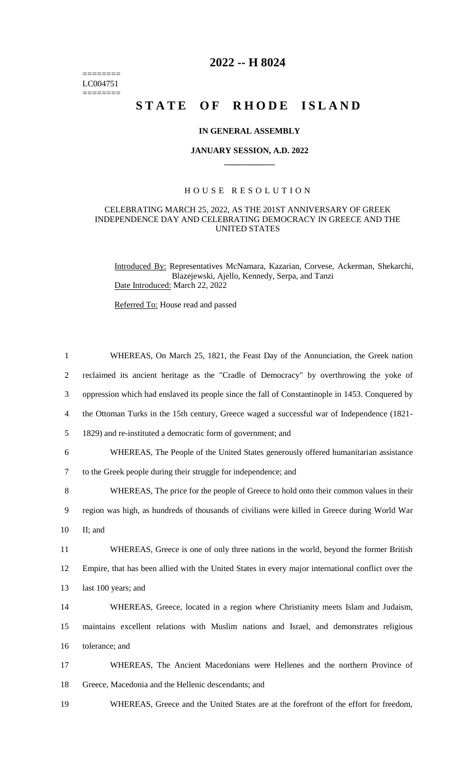========
LC004751
========

# 2022 -- H 8024

## STATE OF RHODE ISLAND

**IN GENERAL ASSEMBLY**

**JANUARY SESSION, A.D. 2022**

### HOUSE RESOLUTION

CELEBRATING MARCH 25, 2022, AS THE 201ST ANNIVERSARY OF GREEK INDEPENDENCE DAY AND CELEBRATING DEMOCRACY IN GREECE AND THE UNITED STATES

Introduced By: Representatives McNamara, Kazarian, Corvese, Ackerman, Shekarchi, Blazejewski, Ajello, Kennedy, Serpa, and Tanzi

Date Introduced: March 22, 2022

Referred To: House read and passed

1 WHEREAS, On March 25, 1821, the Feast Day of the Annunciation, the Greek nation
2 reclaimed its ancient heritage as the "Cradle of Democracy" by overthrowing the yoke of
3 oppression which had enslaved its people since the fall of Constantinople in 1453. Conquered by
4 the Ottoman Turks in the 15th century, Greece waged a successful war of Independence (1821-
5 1829) and re-instituted a democratic form of government; and

6 WHEREAS, The People of the United States generously offered humanitarian assistance
7 to the Greek people during their struggle for independence; and

8 WHEREAS, The price for the people of Greece to hold onto their common values in their
9 region was high, as hundreds of thousands of civilians were killed in Greece during World War
10 II; and

11 WHEREAS, Greece is one of only three nations in the world, beyond the former British
12 Empire, that has been allied with the United States in every major international conflict over the
13 last 100 years; and

14 WHEREAS, Greece, located in a region where Christianity meets Islam and Judaism,
15 maintains excellent relations with Muslim nations and Israel, and demonstrates religious
16 tolerance; and

17 WHEREAS, The Ancient Macedonians were Hellenes and the northern Province of
18 Greece, Macedonia and the Hellenic descendants; and

19 WHEREAS, Greece and the United States are at the forefront of the effort for freedom,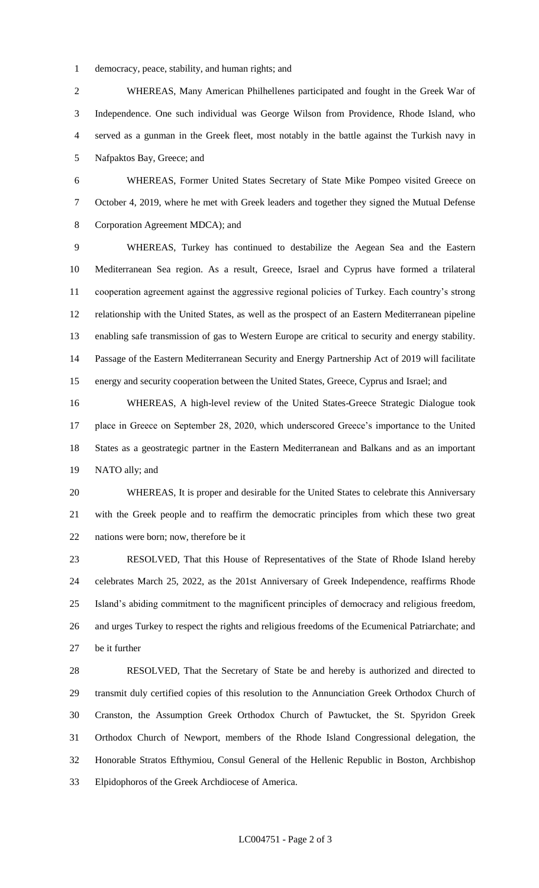democracy, peace, stability, and human rights; and

WHEREAS, Many American Philhellenes participated and fought in the Greek War of Independence. One such individual was George Wilson from Providence, Rhode Island, who served as a gunman in the Greek fleet, most notably in the battle against the Turkish navy in Nafpaktos Bay, Greece; and

WHEREAS, Former United States Secretary of State Mike Pompeo visited Greece on October 4, 2019, where he met with Greek leaders and together they signed the Mutual Defense Corporation Agreement MDCA); and

WHEREAS, Turkey has continued to destabilize the Aegean Sea and the Eastern Mediterranean Sea region. As a result, Greece, Israel and Cyprus have formed a trilateral cooperation agreement against the aggressive regional policies of Turkey. Each country's strong relationship with the United States, as well as the prospect of an Eastern Mediterranean pipeline enabling safe transmission of gas to Western Europe are critical to security and energy stability. Passage of the Eastern Mediterranean Security and Energy Partnership Act of 2019 will facilitate energy and security cooperation between the United States, Greece, Cyprus and Israel; and

WHEREAS, A high-level review of the United States-Greece Strategic Dialogue took place in Greece on September 28, 2020, which underscored Greece's importance to the United States as a geostrategic partner in the Eastern Mediterranean and Balkans and as an important NATO ally; and

WHEREAS, It is proper and desirable for the United States to celebrate this Anniversary with the Greek people and to reaffirm the democratic principles from which these two great nations were born; now, therefore be it

RESOLVED, That this House of Representatives of the State of Rhode Island hereby celebrates March 25, 2022, as the 201st Anniversary of Greek Independence, reaffirms Rhode Island's abiding commitment to the magnificent principles of democracy and religious freedom, and urges Turkey to respect the rights and religious freedoms of the Ecumenical Patriarchate; and be it further

RESOLVED, That the Secretary of State be and hereby is authorized and directed to transmit duly certified copies of this resolution to the Annunciation Greek Orthodox Church of Cranston, the Assumption Greek Orthodox Church of Pawtucket, the St. Spyridon Greek Orthodox Church of Newport, members of the Rhode Island Congressional delegation, the Honorable Stratos Efthymiou, Consul General of the Hellenic Republic in Boston, Archbishop Elpidophoros of the Greek Archdiocese of America.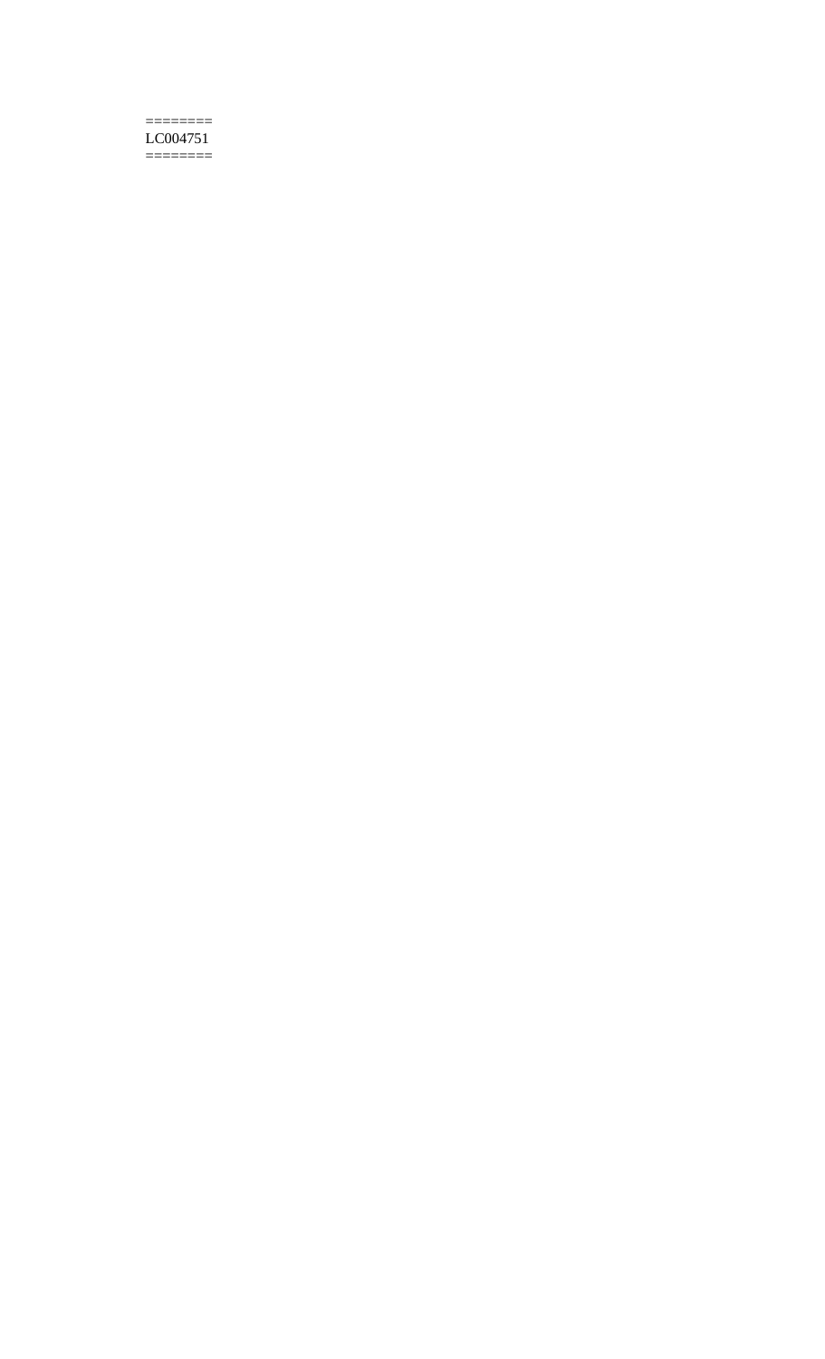=======
LC004751
=======